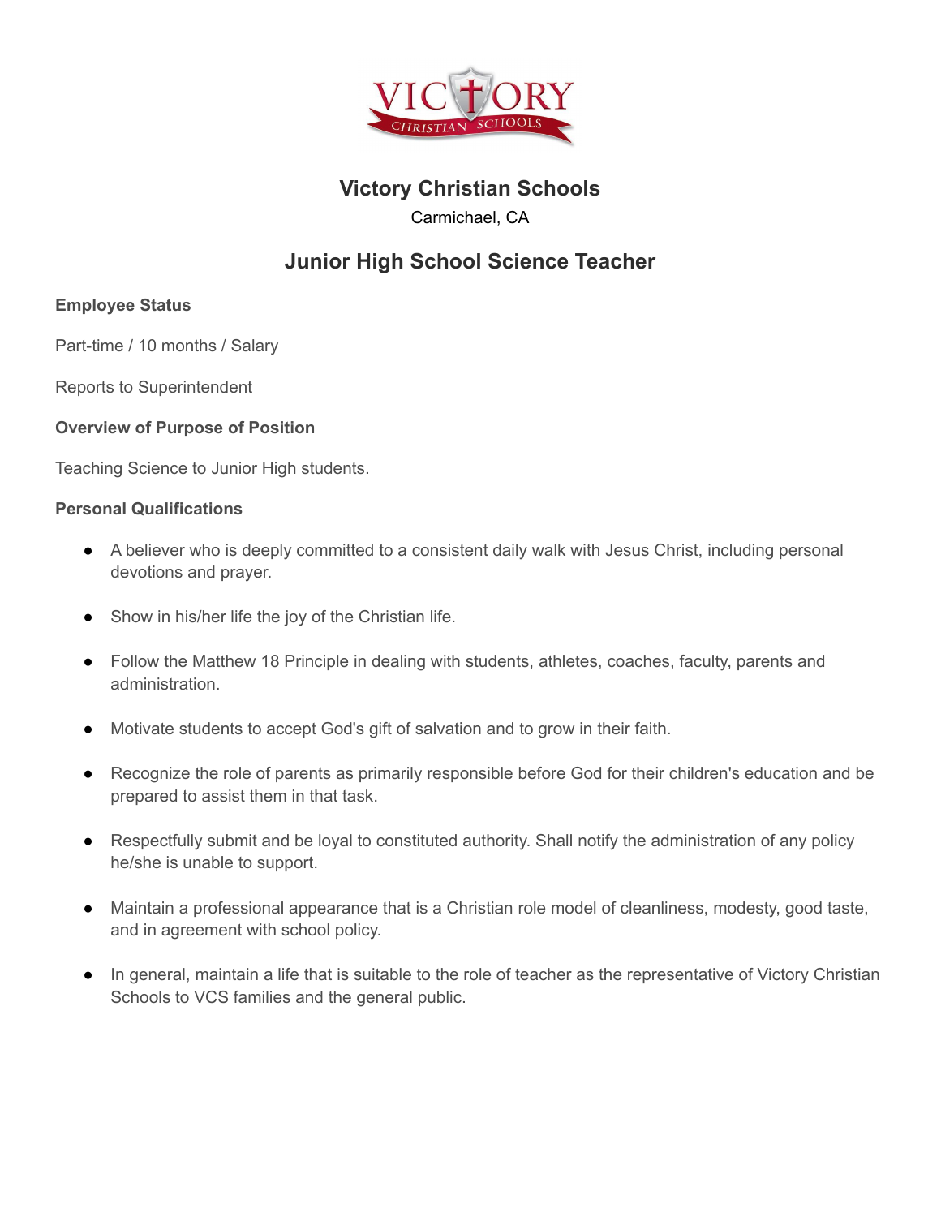# Victory Christian Schools

Carmichael, CA

## Junior High School Science Teacher

**Employee Status**

Part-time / 10 months / Salary

Reports to Superintendent

**Overview of Purpose of Position**

Teaching Science to Junior High students.

**Personal Qualifications**

- A believer who is deeply committed to a consistent daily walk with Jesus Christ, including personal devotions and prayer.
- Show in his/her life the joy of the Christian life.
- Follow the Matthew 18 Principle in dealing with students, athletes, coaches, faculty, parents and administration.
- Motivate students to accept God's gift of salvation and to grow in their faith.
- Recognize the role of parents as primarily responsible before God for their children's education and be prepared to assist them in that task.
- Respectfully submit and be loyal to constituted authority. Shall notify the administration of any policy he/she is unable to support.
- Maintain a professional appearance that is a Christian role model of cleanliness, modesty, good taste, and in agreement with school policy.
- In general, maintain a life that is suitable to the role of teacher as the representative of Victory Christian Schools to VCS families and the general public.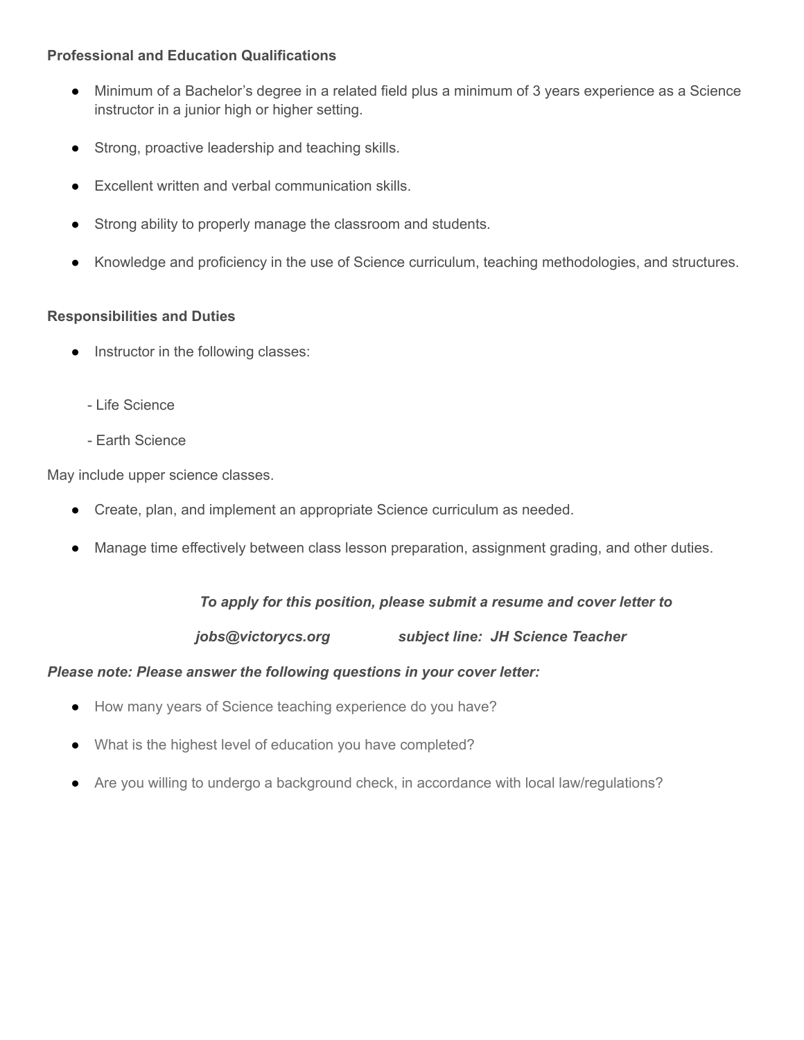**Professional and Education Qualifications**

- Minimum of a Bachelor's degree in a related field plus a minimum of 3 years experience as a Science instructor in a junior high or higher setting.
- Strong, proactive leadership and teaching skills.
- Excellent written and verbal communication skills.
- Strong ability to properly manage the classroom and students.
- Knowledge and proficiency in the use of Science curriculum, teaching methodologies, and structures.

**Responsibilities and Duties**

- Instructor in the following classes:

  - Life Science
  - Earth Science

May include upper science classes.

- Create, plan, and implement an appropriate Science curriculum as needed.
- Manage time effectively between class lesson preparation, assignment grading, and other duties.

***To apply for this position, please submit a resume and cover letter to***

***jobs@victorycs.org subject line: JH Science Teacher***

***Please note: Please answer the following questions in your cover letter:***

- How many years of Science teaching experience do you have?
- What is the highest level of education you have completed?
- Are you willing to undergo a background check, in accordance with local law/regulations?